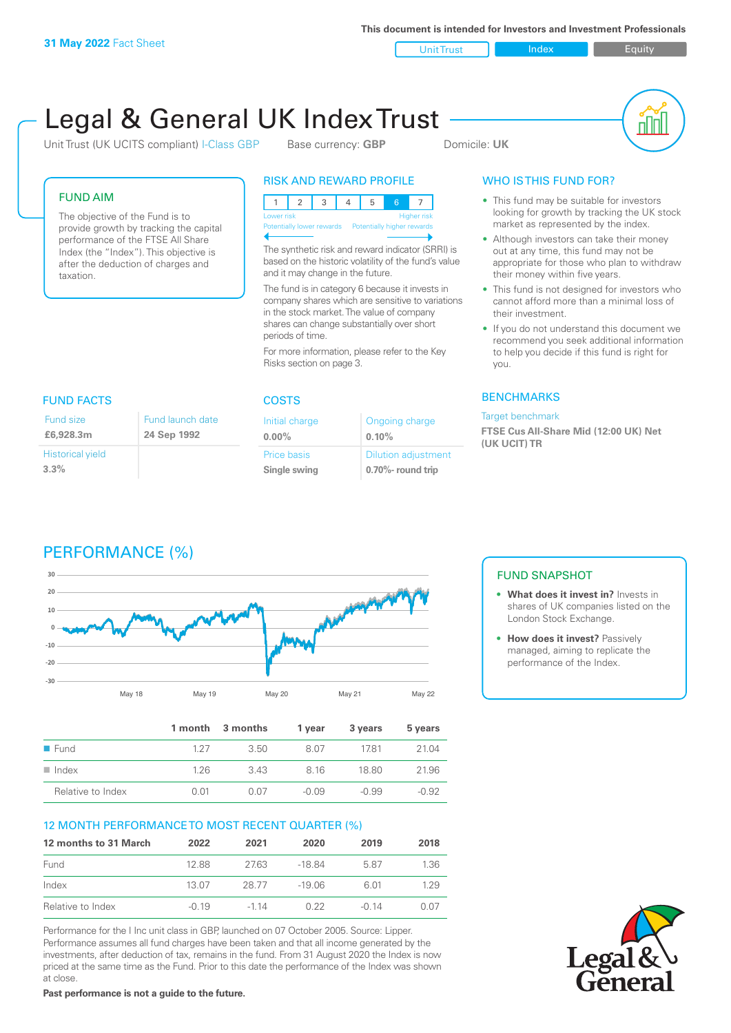**31 May 2022** Fact Sheet

This document is intended for Investors and Investment Professionals

Unit Trust | Index | Equity

# Legal & General UK Index Trust

Unit Trust (UK UCITS compliant) I-Class GBP    Base currency: **GBP**    Domicile: **UK**

## FUND AIM

The objective of the Fund is to provide growth by tracking the capital performance of the FTSE All Share Index (the "Index"). This objective is after the deduction of charges and taxation.

## RISK AND REWARD PROFILE

| 1 | 2 | 3 | 4 | 5 | 6 | 7 |
|---|---|---|---|---|---|---|

Lower risk — Potentially lower rewards | Higher risk — Potentially higher rewards

The synthetic risk and reward indicator (SRRI) is based on the historic volatility of the fund's value and it may change in the future.

The fund is in category 6 because it invests in company shares which are sensitive to variations in the stock market. The value of company shares can change substantially over short periods of time.

For more information, please refer to the Key Risks section on page 3.

## WHO IS THIS FUND FOR?

- This fund may be suitable for investors looking for growth by tracking the UK stock market as represented by the index.
- Although investors can take their money out at any time, this fund may not be appropriate for those who plan to withdraw their money within five years.
- This fund is not designed for investors who cannot afford more than a minimal loss of their investment.
- If you do not understand this document we recommend you seek additional information to help you decide if this fund is right for you.

## FUND FACTS

| Fund size | Fund launch date |
|---|---|
| **£6,928.3m** | **24 Sep 1992** |
| **Historical yield** | |
| **3.3%** | |

## COSTS

| Initial charge | Ongoing charge |
|---|---|
| **0.00%** | **0.10%** |
| **Price basis** | **Dilution adjustment** |
| **Single swing** | **0.70%- round trip** |

## BENCHMARKS

Target benchmark

**FTSE Cus All-Share Mid (12:00 UK) Net (UK UCIT) TR**

## PERFORMANCE (%)

| | 1 month | 3 months | 1 year | 3 years | 5 years |
|---|---|---|---|---|---|
| Fund | 1.27 | 3.50 | 8.07 | 17.81 | 21.04 |
| Index | 1.26 | 3.43 | 8.16 | 18.80 | 21.96 |
| Relative to Index | 0.01 | 0.07 | -0.09 | -0.99 | -0.92 |

## 12 MONTH PERFORMANCE TO MOST RECENT QUARTER (%)

| 12 months to 31 March | 2022 | 2021 | 2020 | 2019 | 2018 |
|---|---|---|---|---|---|
| Fund | 12.88 | 27.63 | -18.84 | 5.87 | 1.36 |
| Index | 13.07 | 28.77 | -19.06 | 6.01 | 1.29 |
| Relative to Index | -0.19 | -1.14 | 0.22 | -0.14 | 0.07 |

Performance for the I Inc unit class in GBP, launched on 07 October 2005. Source: Lipper. Performance assumes all fund charges have been taken and that all income generated by the investments, after deduction of tax, remains in the fund. From 31 August 2020 the Index is now priced at the same time as the Fund. Prior to this date the performance of the Index was shown at close.

**Past performance is not a guide to the future.**

## FUND SNAPSHOT

- **What does it invest in?** Invests in shares of UK companies listed on the London Stock Exchange.
- **How does it invest?** Passively managed, aiming to replicate the performance of the Index.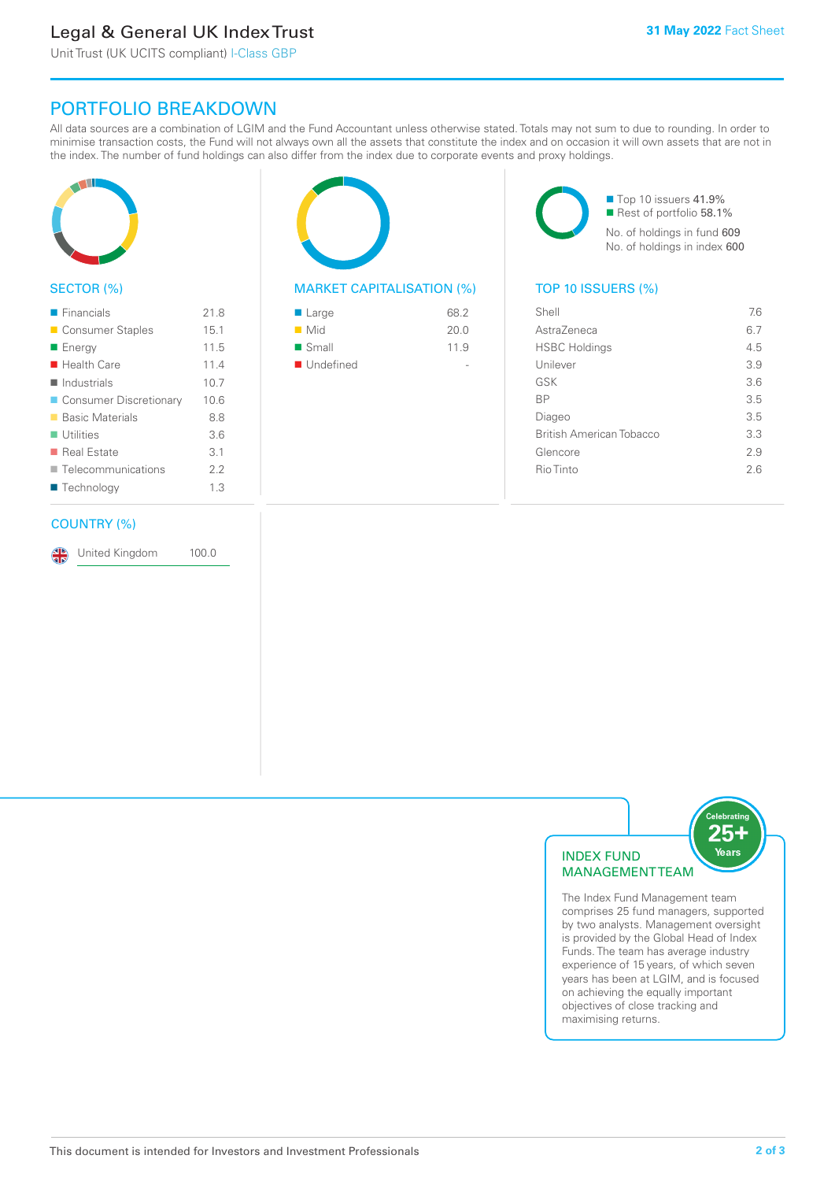# PORTFOLIO BREAKDOWN

All data sources are a combination of LGIM and the Fund Accountant unless otherwise stated. Totals may not sum to due to rounding. In order to minimise transaction costs, the Fund will not always own all the assets that constitute the index and on occasion it will own assets that are not in the index. The number of fund holdings can also differ from the index due to corporate events and proxy holdings.

## SECTOR (%)

| Sector | % |
|---|---|
| Financials | 21.8 |
| Consumer Staples | 15.1 |
| Energy | 11.5 |
| Health Care | 11.4 |
| Industrials | 10.7 |
| Consumer Discretionary | 10.6 |
| Basic Materials | 8.8 |
| Utilities | 3.6 |
| Real Estate | 3.1 |
| Telecommunications | 2.2 |
| Technology | 1.3 |

## MARKET CAPITALISATION (%)

| Market Capitalisation | % |
|---|---|
| Large | 68.2 |
| Mid | 20.0 |
| Small | 11.9 |
| Undefined | - |

- Top 10 issuers 41.9%
- Rest of portfolio 58.1%

No. of holdings in fund 609
No. of holdings in index 600

## TOP 10 ISSUERS (%)

| Issuer | % |
|---|---|
| Shell | 7.6 |
| AstraZeneca | 6.7 |
| HSBC Holdings | 4.5 |
| Unilever | 3.9 |
| GSK | 3.6 |
| BP | 3.5 |
| Diageo | 3.5 |
| British American Tobacco | 3.3 |
| Glencore | 2.9 |
| Rio Tinto | 2.6 |

## COUNTRY (%)

| Country | % |
|---|---|
| United Kingdom | 100.0 |

## INDEX FUND MANAGEMENT TEAM

Celebrating 25+ Years

The Index Fund Management team comprises 25 fund managers, supported by two analysts. Management oversight is provided by the Global Head of Index Funds. The team has average industry experience of 15 years, of which seven years has been at LGIM, and is focused on achieving the equally important objectives of close tracking and maximising returns.

This document is intended for Investors and Investment Professionals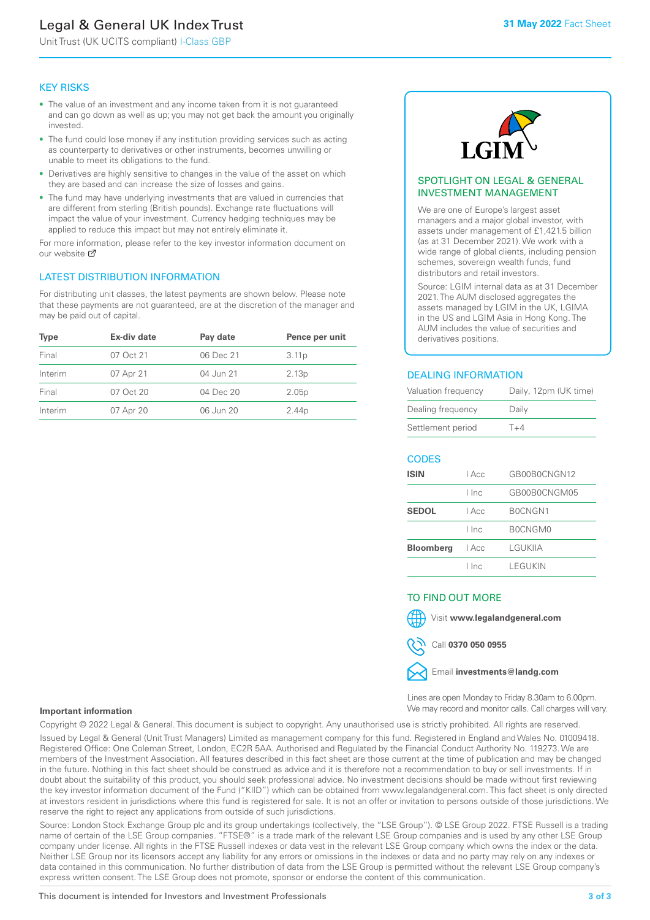# Legal & General UK Index Trust

Unit Trust (UK UCITS compliant) I-Class GBP

31 May 2022 Fact Sheet

## KEY RISKS

- The value of an investment and any income taken from it is not guaranteed and can go down as well as up; you may not get back the amount you originally invested.
- The fund could lose money if any institution providing services such as acting as counterparty to derivatives or other instruments, becomes unwilling or unable to meet its obligations to the fund.
- Derivatives are highly sensitive to changes in the value of the asset on which they are based and can increase the size of losses and gains.
- The fund may have underlying investments that are valued in currencies that are different from sterling (British pounds). Exchange rate fluctuations will impact the value of your investment. Currency hedging techniques may be applied to reduce this impact but may not entirely eliminate it.

For more information, please refer to the key investor information document on our website

## LATEST DISTRIBUTION INFORMATION

For distributing unit classes, the latest payments are shown below. Please note that these payments are not guaranteed, are at the discretion of the manager and may be paid out of capital.

| Type | Ex-div date | Pay date | Pence per unit |
|---|---|---|---|
| Final | 07 Oct 21 | 06 Dec 21 | 3.11p |
| Interim | 07 Apr 21 | 04 Jun 21 | 2.13p |
| Final | 07 Oct 20 | 04 Dec 20 | 2.05p |
| Interim | 07 Apr 20 | 06 Jun 20 | 2.44p |

## SPOTLIGHT ON LEGAL & GENERAL INVESTMENT MANAGEMENT

We are one of Europe's largest asset managers and a major global investor, with assets under management of £1,421.5 billion (as at 31 December 2021). We work with a wide range of global clients, including pension schemes, sovereign wealth funds, fund distributors and retail investors.

Source: LGIM internal data as at 31 December 2021. The AUM disclosed aggregates the assets managed by LGIM in the UK, LGIMA in the US and LGIM Asia in Hong Kong. The AUM includes the value of securities and derivatives positions.

## DEALING INFORMATION

| | |
|---|---|
| Valuation frequency | Daily, 12pm (UK time) |
| Dealing frequency | Daily |
| Settlement period | T+4 |

## CODES

| | | |
|---|---|---|
| **ISIN** | I Acc | GB00B0CNGN12 |
| | I Inc | GB00B0CNGM05 |
| **SEDOL** | I Acc | B0CNGN1 |
| | I Inc | B0CNGM0 |
| **Bloomberg** | I Acc | LGUKIIA |
| | I Inc | LEGUKIN |

## TO FIND OUT MORE

Visit **www.legalandgeneral.com**

Call **0370 050 0955**

Email **investments@landg.com**

Lines are open Monday to Friday 8.30am to 6.00pm. We may record and monitor calls. Call charges will vary.

**Important information**

Copyright © 2022 Legal & General. This document is subject to copyright. Any unauthorised use is strictly prohibited. All rights are reserved.

Issued by Legal & General (Unit Trust Managers) Limited as management company for this fund. Registered in England and Wales No. 01009418. Registered Office: One Coleman Street, London, EC2R 5AA. Authorised and Regulated by the Financial Conduct Authority No. 119273. We are members of the Investment Association. All features described in this fact sheet are those current at the time of publication and may be changed in the future. Nothing in this fact sheet should be construed as advice and it is therefore not a recommendation to buy or sell investments. If in doubt about the suitability of this product, you should seek professional advice. No investment decisions should be made without first reviewing the key investor information document of the Fund ("KIID") which can be obtained from www.legalandgeneral.com. This fact sheet is only directed at investors resident in jurisdictions where this fund is registered for sale. It is not an offer or invitation to persons outside of those jurisdictions. We reserve the right to reject any applications from outside of such jurisdictions.

Source: London Stock Exchange Group plc and its group undertakings (collectively, the "LSE Group"). © LSE Group 2022. FTSE Russell is a trading name of certain of the LSE Group companies. "FTSE®" is a trade mark of the relevant LSE Group companies and is used by any other LSE Group company under license. All rights in the FTSE Russell indexes or data vest in the relevant LSE Group company which owns the index or the data. Neither LSE Group nor its licensors accept any liability for any errors or omissions in the indexes or data and no party may rely on any indexes or data contained in this communication. No further distribution of data from the LSE Group is permitted without the relevant LSE Group company's express written consent. The LSE Group does not promote, sponsor or endorse the content of this communication.

This document is intended for Investors and Investment Professionals